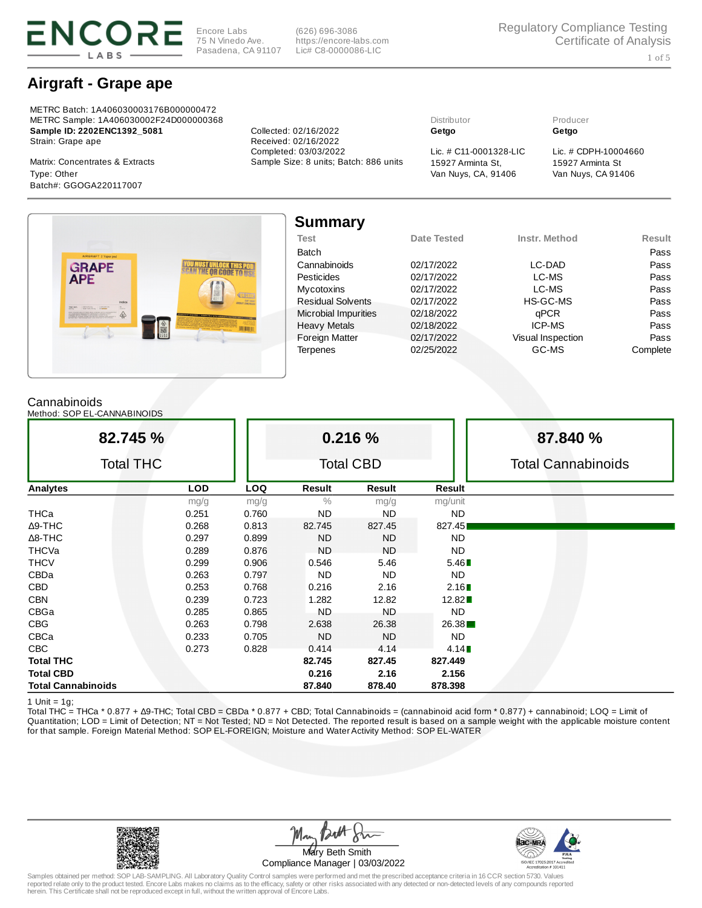**ENCORE LABS**

Encore Labs
75 N Vinedo Ave.
Pasadena, CA 91107

(626) 696-3086
https://encore-labs.com
Lic# C8-0000086-LIC

Regulatory Compliance Testing
Certificate of Analysis

# Airgraft - Grape ape

METRC Batch: 1A406030003176B000000472
METRC Sample: 1A406030002F24D000000368
**Sample ID: 2202ENC1392_5081**
Strain: Grape ape

Matrix: Concentrates & Extracts
Type: Other
Batch#: GGOGA220117007

Collected: 02/16/2022
Received: 02/16/2022
Completed: 03/03/2022
Sample Size: 8 units; Batch: 886 units

Distributor
**Getgo**
Lic. # C11-0001328-LIC
15927 Arminta St,
Van Nuys, CA, 91406

Producer
**Getgo**
Lic. # CDPH-10004660
15927 Arminta St
Van Nuys, CA 91406

## Summary

| Test | Date Tested | Instr. Method | Result |
|---|---|---|---|
| Batch | | | Pass |
| Cannabinoids | 02/17/2022 | LC-DAD | Pass |
| Pesticides | 02/17/2022 | LC-MS | Pass |
| Mycotoxins | 02/17/2022 | LC-MS | Pass |
| Residual Solvents | 02/17/2022 | HS-GC-MS | Pass |
| Microbial Impurities | 02/18/2022 | qPCR | Pass |
| Heavy Metals | 02/18/2022 | ICP-MS | Pass |
| Foreign Matter | 02/17/2022 | Visual Inspection | Pass |
| Terpenes | 02/25/2022 | GC-MS | Complete |

## Cannabinoids

Method: SOP EL-CANNABINOIDS

| 82.745 % Total THC | 0.216 % Total CBD | 87.840 % Total Cannabinoids |
|---|---|---|

| Analytes | LOD | LOQ | Result | Result | Result |
|---|---|---|---|---|---|
| | mg/g | mg/g | % | mg/g | mg/unit |
| THCa | 0.251 | 0.760 | ND | ND | ND |
| Δ9-THC | 0.268 | 0.813 | 82.745 | 827.45 | 827.45 |
| Δ8-THC | 0.297 | 0.899 | ND | ND | ND |
| THCVa | 0.289 | 0.876 | ND | ND | ND |
| THCV | 0.299 | 0.906 | 0.546 | 5.46 | 5.46 |
| CBDa | 0.263 | 0.797 | ND | ND | ND |
| CBD | 0.253 | 0.768 | 0.216 | 2.16 | 2.16 |
| CBN | 0.239 | 0.723 | 1.282 | 12.82 | 12.82 |
| CBGa | 0.285 | 0.865 | ND | ND | ND |
| CBG | 0.263 | 0.798 | 2.638 | 26.38 | 26.38 |
| CBCa | 0.233 | 0.705 | ND | ND | ND |
| CBC | 0.273 | 0.828 | 0.414 | 4.14 | 4.14 |
| **Total THC** | | | **82.745** | **827.45** | **827.449** |
| **Total CBD** | | | **0.216** | **2.16** | **2.156** |
| **Total Cannabinoids** | | | **87.840** | **878.40** | **878.398** |

1 Unit = 1g;
Total THC = THCa * 0.877 + Δ9-THC; Total CBD = CBDa * 0.877 + CBD; Total Cannabinoids = (cannabinoid acid form * 0.877) + cannabinoid; LOQ = Limit of Quantitation; LOD = Limit of Detection; NT = Not Tested; ND = Not Detected. The reported result is based on a sample weight with the applicable moisture content for that sample. Foreign Material Method: SOP EL-FOREIGN; Moisture and Water Activity Method: SOP EL-WATER

Mary Beth Smith
Compliance Manager | 03/03/2022

ISO/IEC 17025:2017 Accredited
Accreditation # 101411

Samples obtained per method: SOP LAB-SAMPLING. All Laboratory Quality Control samples were performed and met the prescribed acceptance criteria in 16 CCR section 5730. Values reported relate only to the product tested. Encore Labs makes no claims as to the efficacy, safety or other risks associated with any detected or non-detected levels of any compounds reported herein. This Certificate shall not be reproduced except in full, without the written approval of Encore Labs.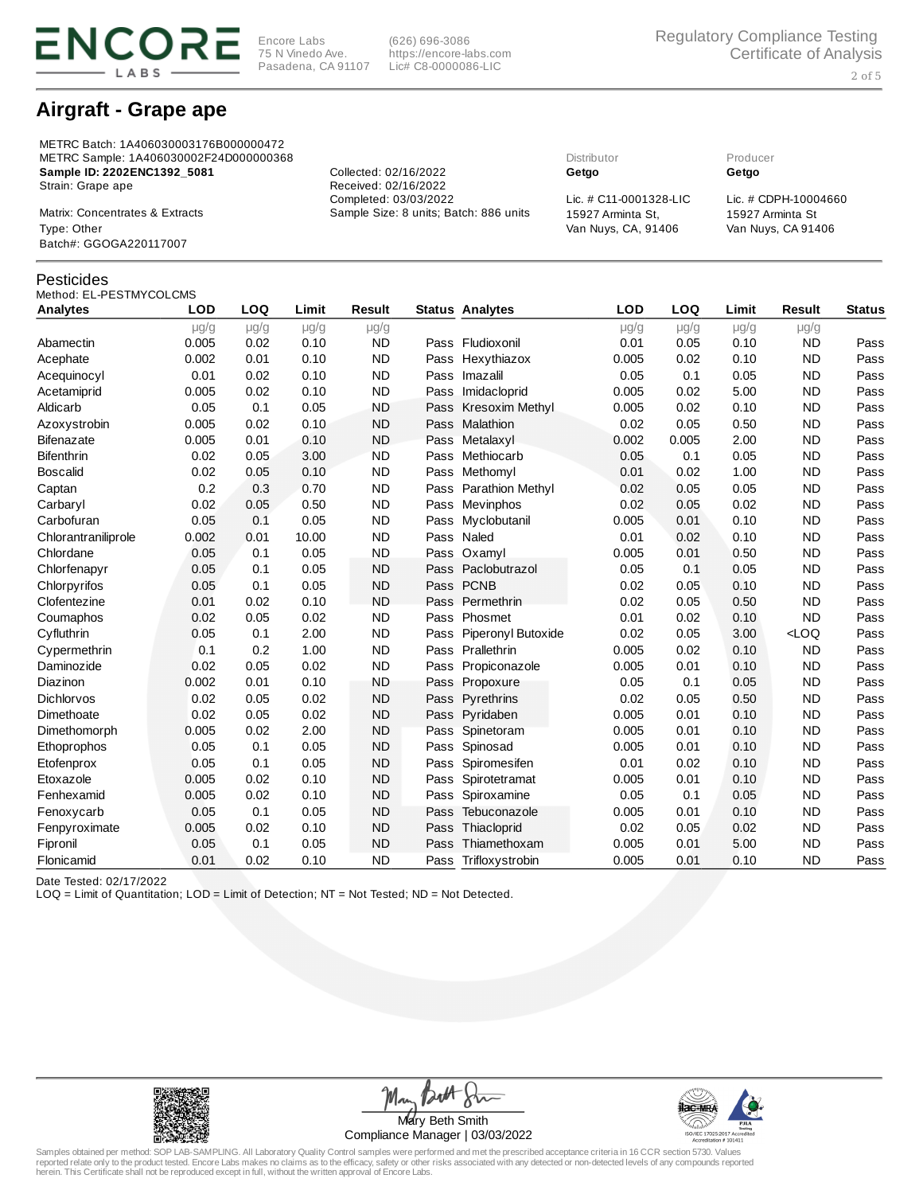# Airgraft - Grape ape

METRC Batch: 1A406030003176B000000472
METRC Sample: 1A406030002F24D000000368
**Sample ID: 2202ENC1392_5081**
Strain: Grape ape

Matrix: Concentrates & Extracts
Type: Other
Batch#: GGOGA220117007

Collected: 02/16/2022
Received: 02/16/2022
Completed: 03/03/2022
Sample Size: 8 units; Batch: 886 units

Distributor
**Getgo**
Lic. # C11-0001328-LIC
15927 Arminta St,
Van Nuys, CA, 91406

Producer
**Getgo**
Lic. # CDPH-10004660
15927 Arminta St
Van Nuys, CA 91406

## Pesticides

Method: EL-PESTMYCOLCMS

| Analytes | LOD | LOQ | Limit | Result | Status | Analytes | LOD | LOQ | Limit | Result | Status |
|---|---|---|---|---|---|---|---|---|---|---|---|
| | µg/g | µg/g | µg/g | µg/g | | | µg/g | µg/g | µg/g | µg/g | |
| Abamectin | 0.005 | 0.02 | 0.10 | ND | Pass | Fludioxonil | 0.01 | 0.05 | 0.10 | ND | Pass |
| Acephate | 0.002 | 0.01 | 0.10 | ND | Pass | Hexythiazox | 0.005 | 0.02 | 0.10 | ND | Pass |
| Acequinocyl | 0.01 | 0.02 | 0.10 | ND | Pass | Imazalil | 0.05 | 0.1 | 0.05 | ND | Pass |
| Acetamiprid | 0.005 | 0.02 | 0.10 | ND | Pass | Imidacloprid | 0.005 | 0.02 | 5.00 | ND | Pass |
| Aldicarb | 0.05 | 0.1 | 0.05 | ND | Pass | Kresoxim Methyl | 0.005 | 0.02 | 0.10 | ND | Pass |
| Azoxystrobin | 0.005 | 0.02 | 0.10 | ND | Pass | Malathion | 0.02 | 0.05 | 0.50 | ND | Pass |
| Bifenazate | 0.005 | 0.01 | 0.10 | ND | Pass | Metalaxyl | 0.002 | 0.005 | 2.00 | ND | Pass |
| Bifenthrin | 0.02 | 0.05 | 3.00 | ND | Pass | Methiocarb | 0.05 | 0.1 | 0.05 | ND | Pass |
| Boscalid | 0.02 | 0.05 | 0.10 | ND | Pass | Methomyl | 0.01 | 0.02 | 1.00 | ND | Pass |
| Captan | 0.2 | 0.3 | 0.70 | ND | Pass | Parathion Methyl | 0.02 | 0.05 | 0.05 | ND | Pass |
| Carbaryl | 0.02 | 0.05 | 0.50 | ND | Pass | Mevinphos | 0.02 | 0.05 | 0.02 | ND | Pass |
| Carbofuran | 0.05 | 0.1 | 0.05 | ND | Pass | Myclobutanil | 0.005 | 0.01 | 0.10 | ND | Pass |
| Chlorantraniliprole | 0.002 | 0.01 | 10.00 | ND | Pass | Naled | 0.01 | 0.02 | 0.10 | ND | Pass |
| Chlordane | 0.05 | 0.1 | 0.05 | ND | Pass | Oxamyl | 0.005 | 0.01 | 0.50 | ND | Pass |
| Chlorfenapyr | 0.05 | 0.1 | 0.05 | ND | Pass | Paclobutrazol | 0.05 | 0.1 | 0.05 | ND | Pass |
| Chlorpyrifos | 0.05 | 0.1 | 0.05 | ND | Pass | PCNB | 0.02 | 0.05 | 0.10 | ND | Pass |
| Clofentezine | 0.01 | 0.02 | 0.10 | ND | Pass | Permethrin | 0.02 | 0.05 | 0.50 | ND | Pass |
| Coumaphos | 0.02 | 0.05 | 0.02 | ND | Pass | Phosmet | 0.01 | 0.02 | 0.10 | ND | Pass |
| Cyfluthrin | 0.05 | 0.1 | 2.00 | ND | Pass | Piperonyl Butoxide | 0.02 | 0.05 | 3.00 | <LOQ | Pass |
| Cypermethrin | 0.1 | 0.2 | 1.00 | ND | Pass | Prallethrin | 0.005 | 0.02 | 0.10 | ND | Pass |
| Daminozide | 0.02 | 0.05 | 0.02 | ND | Pass | Propiconazole | 0.005 | 0.01 | 0.10 | ND | Pass |
| Diazinon | 0.002 | 0.01 | 0.10 | ND | Pass | Propoxure | 0.05 | 0.1 | 0.05 | ND | Pass |
| Dichlorvos | 0.02 | 0.05 | 0.02 | ND | Pass | Pyrethrins | 0.02 | 0.05 | 0.50 | ND | Pass |
| Dimethoate | 0.02 | 0.05 | 0.02 | ND | Pass | Pyridaben | 0.005 | 0.01 | 0.10 | ND | Pass |
| Dimethomorph | 0.005 | 0.02 | 2.00 | ND | Pass | Spinetoram | 0.005 | 0.01 | 0.10 | ND | Pass |
| Ethoprophos | 0.05 | 0.1 | 0.05 | ND | Pass | Spinosad | 0.005 | 0.01 | 0.10 | ND | Pass |
| Etofenprox | 0.05 | 0.1 | 0.05 | ND | Pass | Spiromesifen | 0.01 | 0.02 | 0.10 | ND | Pass |
| Etoxazole | 0.005 | 0.02 | 0.10 | ND | Pass | Spirotetramat | 0.005 | 0.01 | 0.10 | ND | Pass |
| Fenhexamid | 0.005 | 0.02 | 0.10 | ND | Pass | Spiroxamine | 0.05 | 0.1 | 0.05 | ND | Pass |
| Fenoxycarb | 0.05 | 0.1 | 0.05 | ND | Pass | Tebuconazole | 0.005 | 0.01 | 0.10 | ND | Pass |
| Fenpyroximate | 0.005 | 0.02 | 0.10 | ND | Pass | Thiacloprid | 0.02 | 0.05 | 0.02 | ND | Pass |
| Fipronil | 0.05 | 0.1 | 0.05 | ND | Pass | Thiamethoxam | 0.005 | 0.01 | 5.00 | ND | Pass |
| Flonicamid | 0.01 | 0.02 | 0.10 | ND | Pass | Trifloxystrobin | 0.005 | 0.01 | 0.10 | ND | Pass |

Date Tested: 02/17/2022
LOQ = Limit of Quantitation; LOD = Limit of Detection; NT = Not Tested; ND = Not Detected.

Mary Beth Smith
Compliance Manager | 03/03/2022

Samples obtained per method: SOP LAB-SAMPLING. All Laboratory Quality Control samples were performed and met the prescribed acceptance criteria in 16 CCR section 5730. Values reported relate only to the product tested. Encore Labs makes no claims as to the efficacy, safety or other risks associated with any detected or non-detected levels of any compounds reported herein. This Certificate shall not be reproduced except in full, without the written approval of Encore Labs.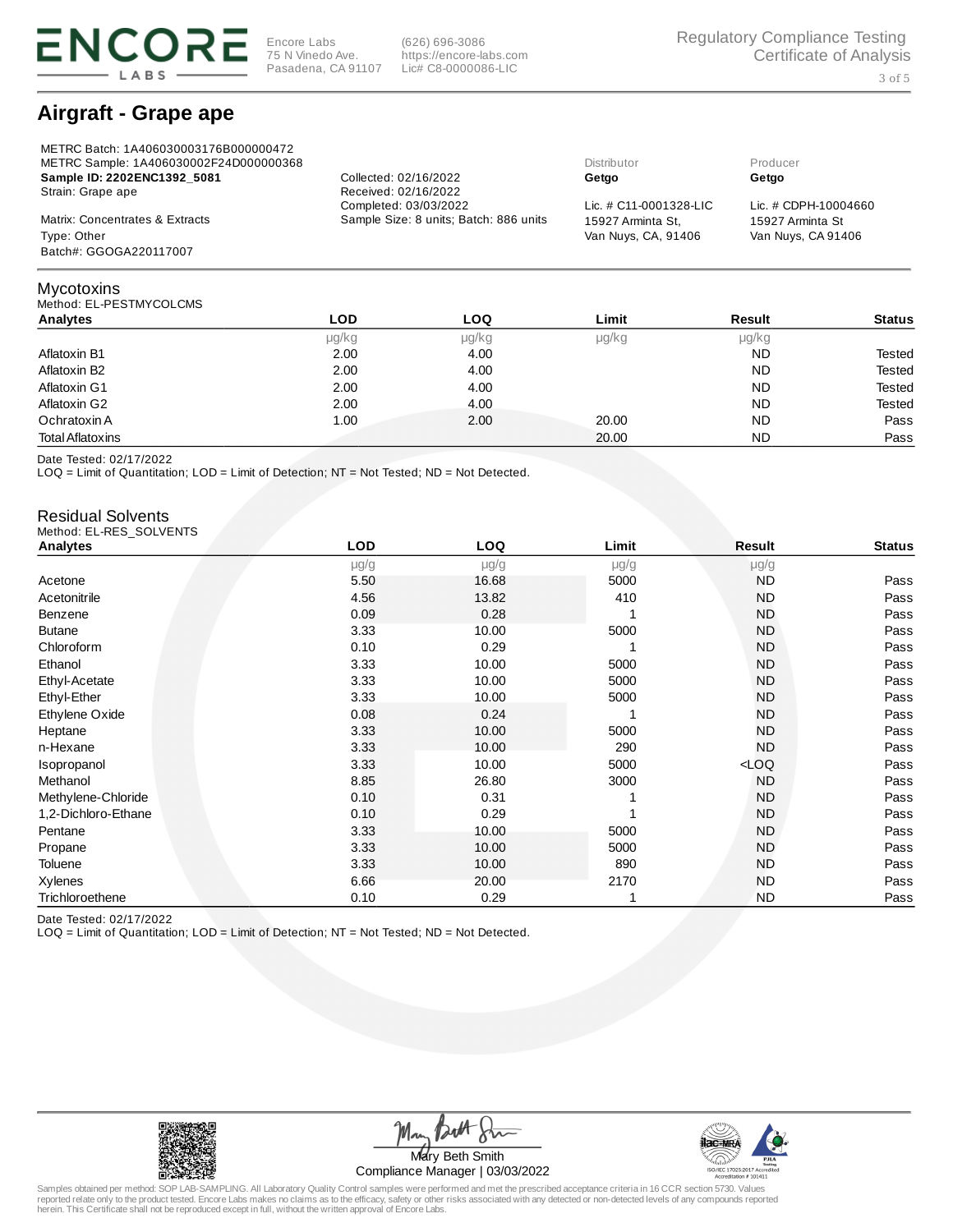Encore Labs
75 N Vinedo Ave.
Pasadena, CA 91107

(626) 696-3086
https://encore-labs.com
Lic# C8-0000086-LIC

Regulatory Compliance Testing
Certificate of Analysis

# Airgraft - Grape ape

METRC Batch: 1A406030003176B000000472
METRC Sample: 1A406030002F24D000000368
**Sample ID: 2202ENC1392_5081**
Strain: Grape ape

Matrix: Concentrates & Extracts
Type: Other
Batch#: GGOGA220117007

Collected: 02/16/2022
Received: 02/16/2022
Completed: 03/03/2022
Sample Size: 8 units; Batch: 886 units

Distributor
**Getgo**
Lic. # C11-0001328-LIC
15927 Arminta St,
Van Nuys, CA, 91406

Producer
**Getgo**
Lic. # CDPH-10004660
15927 Arminta St
Van Nuys, CA 91406

## Mycotoxins

Method: EL-PESTMYCOLCMS

| Analytes | LOD | LOQ | Limit | Result | Status |
|---|---|---|---|---|---|
| | µg/kg | µg/kg | µg/kg | µg/kg | |
| Aflatoxin B1 | 2.00 | 4.00 | | ND | Tested |
| Aflatoxin B2 | 2.00 | 4.00 | | ND | Tested |
| Aflatoxin G1 | 2.00 | 4.00 | | ND | Tested |
| Aflatoxin G2 | 2.00 | 4.00 | | ND | Tested |
| Ochratoxin A | 1.00 | 2.00 | 20.00 | ND | Pass |
| Total Aflatoxins | | | 20.00 | ND | Pass |

Date Tested: 02/17/2022
LOQ = Limit of Quantitation; LOD = Limit of Detection; NT = Not Tested; ND = Not Detected.

## Residual Solvents

Method: EL-RES_SOLVENTS

| Analytes | LOD | LOQ | Limit | Result | Status |
|---|---|---|---|---|---|
| | µg/g | µg/g | µg/g | µg/g | |
| Acetone | 5.50 | 16.68 | 5000 | ND | Pass |
| Acetonitrile | 4.56 | 13.82 | 410 | ND | Pass |
| Benzene | 0.09 | 0.28 | 1 | ND | Pass |
| Butane | 3.33 | 10.00 | 5000 | ND | Pass |
| Chloroform | 0.10 | 0.29 | 1 | ND | Pass |
| Ethanol | 3.33 | 10.00 | 5000 | ND | Pass |
| Ethyl-Acetate | 3.33 | 10.00 | 5000 | ND | Pass |
| Ethyl-Ether | 3.33 | 10.00 | 5000 | ND | Pass |
| Ethylene Oxide | 0.08 | 0.24 | 1 | ND | Pass |
| Heptane | 3.33 | 10.00 | 5000 | ND | Pass |
| n-Hexane | 3.33 | 10.00 | 290 | ND | Pass |
| Isopropanol | 3.33 | 10.00 | 5000 | <LOQ | Pass |
| Methanol | 8.85 | 26.80 | 3000 | ND | Pass |
| Methylene-Chloride | 0.10 | 0.31 | 1 | ND | Pass |
| 1,2-Dichloro-Ethane | 0.10 | 0.29 | 1 | ND | Pass |
| Pentane | 3.33 | 10.00 | 5000 | ND | Pass |
| Propane | 3.33 | 10.00 | 5000 | ND | Pass |
| Toluene | 3.33 | 10.00 | 890 | ND | Pass |
| Xylenes | 6.66 | 20.00 | 2170 | ND | Pass |
| Trichloroethene | 0.10 | 0.29 | 1 | ND | Pass |

Date Tested: 02/17/2022
LOQ = Limit of Quantitation; LOD = Limit of Detection; NT = Not Tested; ND = Not Detected.

Mary Beth Smith
Compliance Manager | 03/03/2022

Samples obtained per method: SOP LAB-SAMPLING. All Laboratory Quality Control samples were performed and met the prescribed acceptance criteria in 16 CCR section 5730. Values reported relate only to the product tested. Encore Labs makes no claims as to the efficacy, safety or other risks associated with any detected or non-detected levels of any compounds reported herein. This Certificate shall not be reproduced except in full, without the written approval of Encore Labs.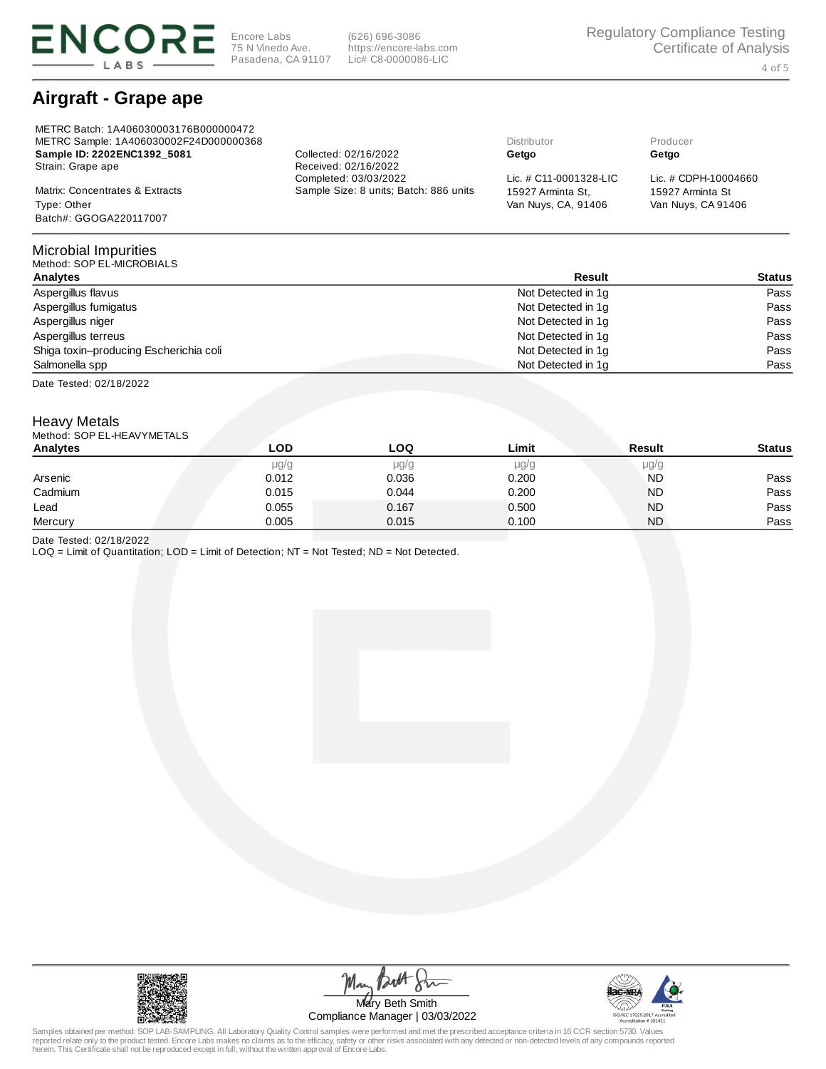Encore Labs
75 N Vinedo Ave.
Pasadena, CA 91107

(626) 696-3086
https://encore-labs.com
Lic# C8-0000086-LIC

Regulatory Compliance Testing
Certificate of Analysis

# Airgraft - Grape ape

METRC Batch: 1A406030003176B000000472
METRC Sample: 1A406030002F24D000000368
**Sample ID: 2202ENC1392_5081**
Strain: Grape ape

Matrix: Concentrates & Extracts
Type: Other
Batch#: GGOGA220117007

Collected: 02/16/2022
Received: 02/16/2022
Completed: 03/03/2022
Sample Size: 8 units; Batch: 886 units

Distributor
**Getgo**
Lic. # C11-0001328-LIC
15927 Arminta St,
Van Nuys, CA, 91406

Producer
**Getgo**
Lic. # CDPH-10004660
15927 Arminta St
Van Nuys, CA 91406

## Microbial Impurities

Method: SOP EL-MICROBIALS

| Analytes | Result | Status |
|---|---|---|
| Aspergillus flavus | Not Detected in 1g | Pass |
| Aspergillus fumigatus | Not Detected in 1g | Pass |
| Aspergillus niger | Not Detected in 1g | Pass |
| Aspergillus terreus | Not Detected in 1g | Pass |
| Shiga toxin–producing Escherichia coli | Not Detected in 1g | Pass |
| Salmonella spp | Not Detected in 1g | Pass |

Date Tested: 02/18/2022

## Heavy Metals

Method: SOP EL-HEAVYMETALS

| Analytes | LOD | LOQ | Limit | Result | Status |
|---|---|---|---|---|---|
| | μg/g | μg/g | μg/g | μg/g | |
| Arsenic | 0.012 | 0.036 | 0.200 | ND | Pass |
| Cadmium | 0.015 | 0.044 | 0.200 | ND | Pass |
| Lead | 0.055 | 0.167 | 0.500 | ND | Pass |
| Mercury | 0.005 | 0.015 | 0.100 | ND | Pass |

Date Tested: 02/18/2022
LOQ = Limit of Quantitation; LOD = Limit of Detection; NT = Not Tested; ND = Not Detected.

Mary Beth Smith
Compliance Manager | 03/03/2022

ISO/IEC 17025:2017 Accredited
Accreditation # 101411

Samples obtained per method: SOP LAB-SAMPLING. All Laboratory Quality Control samples were performed and met the prescribed acceptance criteria in 16 CCR section 5730. Values reported relate only to the product tested. Encore Labs makes no claims as to the efficacy, safety or other risks associated with any detected or non-detected levels of any compounds reported herein. This Certificate shall not be reproduced except in full, without the written approval of Encore Labs.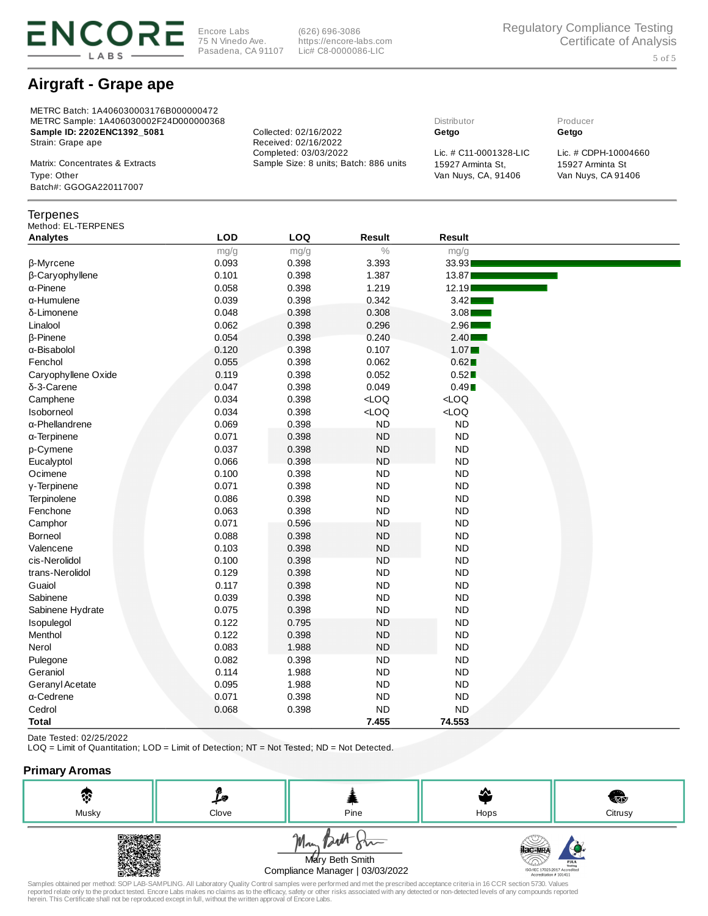**ENCORE LABS**

Encore Labs
75 N Vinedo Ave.
Pasadena, CA 91107

(626) 696-3086
https://encore-labs.com
Lic# C8-0000086-LIC

Regulatory Compliance Testing
Certificate of Analysis

# Airgraft - Grape ape

METRC Batch: 1A406030003176B000000472
METRC Sample: 1A406030002F24D000000368
**Sample ID: 2202ENC1392_5081**
Strain: Grape ape

Matrix: Concentrates & Extracts
Type: Other
Batch#: GGOGA220117007

Collected: 02/16/2022
Received: 02/16/2022
Completed: 03/03/2022
Sample Size: 8 units; Batch: 886 units

Distributor
**Getgo**

Lic. # C11-0001328-LIC
15927 Arminta St,
Van Nuys, CA, 91406

Producer
**Getgo**

Lic. # CDPH-10004660
15927 Arminta St
Van Nuys, CA 91406

## Terpenes

Method: EL-TERPENES

| Analytes | LOD | LOQ | Result | Result |
|---|---|---|---|---|
| | mg/g | mg/g | % | mg/g |
| β-Myrcene | 0.093 | 0.398 | 3.393 | 33.93 |
| β-Caryophyllene | 0.101 | 0.398 | 1.387 | 13.87 |
| α-Pinene | 0.058 | 0.398 | 1.219 | 12.19 |
| α-Humulene | 0.039 | 0.398 | 0.342 | 3.42 |
| δ-Limonene | 0.048 | 0.398 | 0.308 | 3.08 |
| Linalool | 0.062 | 0.398 | 0.296 | 2.96 |
| β-Pinene | 0.054 | 0.398 | 0.240 | 2.40 |
| α-Bisabolol | 0.120 | 0.398 | 0.107 | 1.07 |
| Fenchol | 0.055 | 0.398 | 0.062 | 0.62 |
| Caryophyllene Oxide | 0.119 | 0.398 | 0.052 | 0.52 |
| δ-3-Carene | 0.047 | 0.398 | 0.049 | 0.49 |
| Camphene | 0.034 | 0.398 | <LOQ | <LOQ |
| Isoborneol | 0.034 | 0.398 | <LOQ | <LOQ |
| α-Phellandrene | 0.069 | 0.398 | ND | ND |
| α-Terpinene | 0.071 | 0.398 | ND | ND |
| p-Cymene | 0.037 | 0.398 | ND | ND |
| Eucalyptol | 0.066 | 0.398 | ND | ND |
| Ocimene | 0.100 | 0.398 | ND | ND |
| γ-Terpinene | 0.071 | 0.398 | ND | ND |
| Terpinolene | 0.086 | 0.398 | ND | ND |
| Fenchone | 0.063 | 0.398 | ND | ND |
| Camphor | 0.071 | 0.596 | ND | ND |
| Borneol | 0.088 | 0.398 | ND | ND |
| Valencene | 0.103 | 0.398 | ND | ND |
| cis-Nerolidol | 0.100 | 0.398 | ND | ND |
| trans-Nerolidol | 0.129 | 0.398 | ND | ND |
| Guaiol | 0.117 | 0.398 | ND | ND |
| Sabinene | 0.039 | 0.398 | ND | ND |
| Sabinene Hydrate | 0.075 | 0.398 | ND | ND |
| Isopulegol | 0.122 | 0.795 | ND | ND |
| Menthol | 0.122 | 0.398 | ND | ND |
| Nerol | 0.083 | 1.988 | ND | ND |
| Pulegone | 0.082 | 0.398 | ND | ND |
| Geraniol | 0.114 | 1.988 | ND | ND |
| Geranyl Acetate | 0.095 | 1.988 | ND | ND |
| α-Cedrene | 0.071 | 0.398 | ND | ND |
| Cedrol | 0.068 | 0.398 | ND | ND |
| **Total** | | | **7.455** | **74.553** |

Date Tested: 02/25/2022
LOQ = Limit of Quantitation; LOD = Limit of Detection; NT = Not Tested; ND = Not Detected.

## Primary Aromas

| Musky | Clove | Pine | Hops | Citrusy |
|---|---|---|---|---|

Mary Beth Smith
Compliance Manager | 03/03/2022

ISO/IEC 17025:2017 Accredited
Accreditation # 101411

Samples obtained per method: SOP LAB-SAMPLING. All Laboratory Quality Control samples were performed and met the prescribed acceptance criteria in 16 CCR section 5730. Values reported relate only to the product tested. Encore Labs makes no claims as to the efficacy, safety or other risks associated with any detected or non-detected levels of any compounds reported herein. This Certificate shall not be reproduced except in full, without the written approval of Encore Labs.